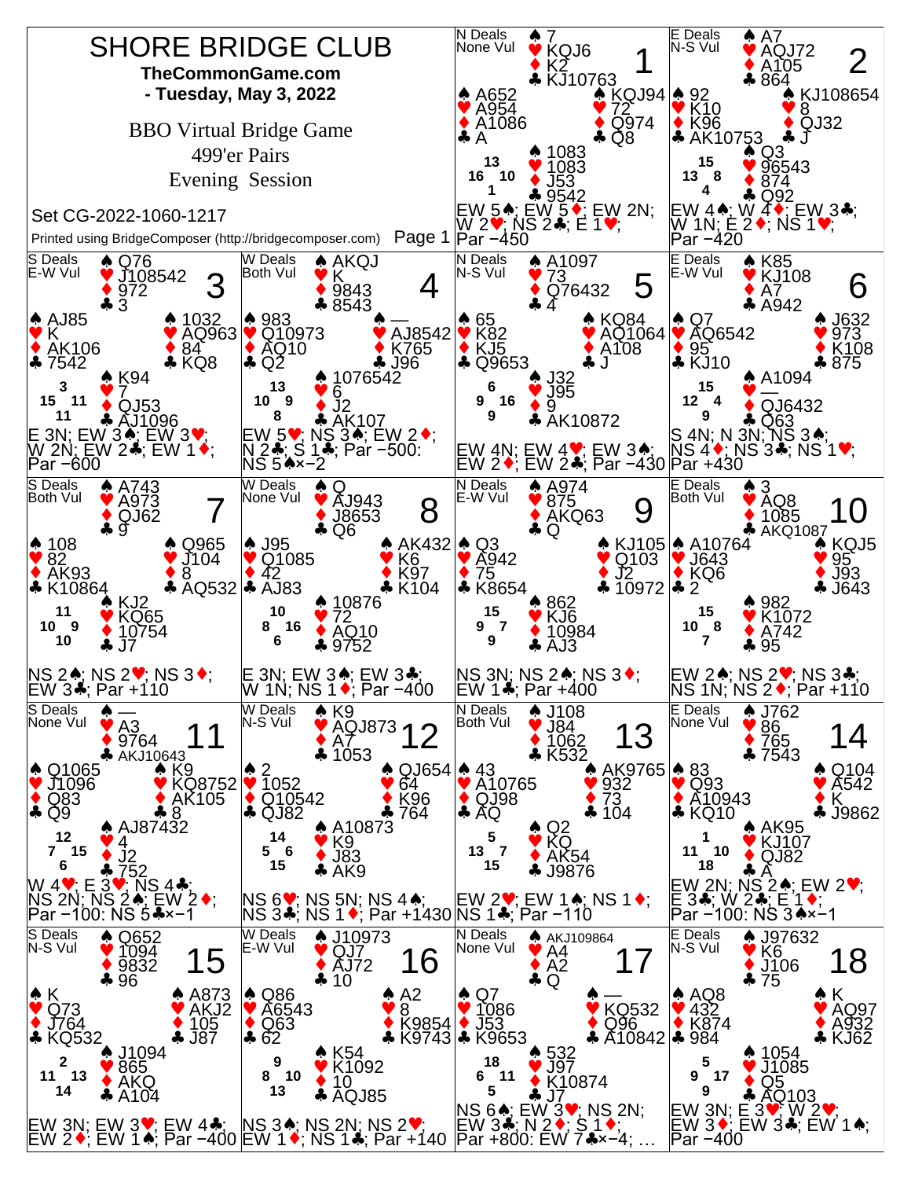# SHORE BRIDGE CLUB

**TheCommonGame.com**

**- Tuesday, May 3, 2022**

BBO Virtual Bridge Game

499'er Pairs

Evening Session

Set CG-2022-1060-1217

Printed using BridgeComposer (http://bridgecomposer.com)

---

## Board 1

N Deals, None Vul

North: ♠ 7 ♥ KQJ6 ♦ K2 ♣ KJ10763

West: ♠ A652 ♥ A954 ♦ A1086 ♣ A

East: ♠ KQJ94 ♥ 72 ♦ Q974 ♣ Q8

South: ♠ 1083 ♥ 1083 ♦ J53 ♣ 9542

HCP: N 13, W 16, E 10, S 1

EW 5♠; EW 5♦; EW 2N; W 2♥; NS 2♣; E 1♥; Par −450

## Board 2

E Deals, N-S Vul

North: ♠ A7 ♥ AQJ72 ♦ A105 ♣ 864

West: ♠ 92 ♥ K10 ♦ K96 ♣ AK10753

East: ♠ KJ108654 ♥ 8 ♦ QJ32 ♣ J

South: ♠ Q3 ♥ 96543 ♦ 874 ♣ Q92

HCP: N 15, W 13, E 8, S 4

EW 4♠; W 4♦; EW 3♣; W 1N; E 2♦; NS 1♥; Par −420

## Board 3

S Deals, E-W Vul

North: ♠ Q76 ♥ J108542 ♦ 972 ♣ 3

West: ♠ AJ85 ♥ K ♦ AK106 ♣ 7542

East: ♠ 1032 ♥ AQ963 ♦ 84 ♣ KQ8

South: ♠ K94 ♥ 7 ♦ QJ53 ♣ AJ1096

HCP: N 3, W 15, E 11, S 11

E 3N; EW 3♠; EW 3♥; W 2N; EW 2♣; EW 1♦; Par −600

## Board 4

W Deals, Both Vul

North: ♠ AKQJ ♥ K ♦ 9843 ♣ 8543

West: ♠ 983 ♥ Q10973 ♦ AQ10 ♣ Q2

East: ♠ — ♥ AJ8542 ♦ K765 ♣ J96

South: ♠ 1076542 ♥ 6 ♦ J2 ♣ AK107

HCP: N 13, W 10, E 9, S 8

EW 5♥; NS 3♠; EW 2♦; N 2♣; S 1♣; Par −500: NS 5♠×−2

## Board 5

N Deals, N-S Vul

North: ♠ A1097 ♥ 73 ♦ Q76432 ♣ 4

West: ♠ 65 ♥ K82 ♦ KJ5 ♣ Q9653

East: ♠ KQ84 ♥ AQ1064 ♦ A108 ♣ J

South: ♠ J32 ♥ J95 ♦ 9 ♣ AK10872

HCP: N 6, W 9, E 16, S 9

EW 4N; EW 4♥; EW 3♠; EW 2♦; EW 2♣; Par −430

## Board 6

E Deals, E-W Vul

North: ♠ K85 ♥ KJ108 ♦ A7 ♣ A942

West: ♠ Q7 ♥ AQ6542 ♦ 95 ♣ KJ10

East: ♠ J632 ♥ 973 ♦ K108 ♣ 875

South: ♠ A1094 ♥ — ♦ QJ6432 ♣ Q63

HCP: N 15, W 12, E 4, S 9

S 4N; N 3N; NS 3♠; NS 4♦; NS 3♣; NS 1♥; Par +430

## Board 7

S Deals, Both Vul

North: ♠ A743 ♥ A973 ♦ QJ62 ♣ 9

West: ♠ 108 ♥ 82 ♦ AK93 ♣ K10864

East: ♠ Q965 ♥ J104 ♦ 8 ♣ AQ532

South: ♠ KJ2 ♥ KQ65 ♦ 10754 ♣ J7

HCP: N 11, W 10, E 9, S 10

NS 2♠; NS 2♥; NS 3♦; EW 3♣; Par +110

## Board 8

W Deals, None Vul

North: ♠ Q ♥ AJ943 ♦ J8653 ♣ Q6

West: ♠ J95 ♥ Q1085 ♦ 42 ♣ AJ83

East: ♠ AK432 ♥ K6 ♦ K97 ♣ K104

South: ♠ 10876 ♥ 72 ♦ AQ10 ♣ 9752

HCP: N 10, W 8, E 16, S 6

E 3N; EW 3♠; EW 3♣; W 1N; NS 1♦; Par −400

## Board 9

N Deals, E-W Vul

North: ♠ A974 ♥ 875 ♦ AKQ63 ♣ Q

West: ♠ Q3 ♥ A942 ♦ 75 ♣ K8654

East: ♠ KJ105 ♥ Q103 ♦ J2 ♣ 10972

South: ♠ 862 ♥ KJ6 ♦ 10984 ♣ AJ3

HCP: N 15, W 9, E 7, S 9

NS 3N; NS 2♠; NS 3♦; EW 1♣; Par +400

## Board 10

E Deals, Both Vul

North: ♠ 3 ♥ AQ8 ♦ 1085 ♣ AKQ1087

West: ♠ A10764 ♥ J643 ♦ KQ6 ♣ 2

East: ♠ KQJ5 ♥ 95 ♦ J93 ♣ J643

South: ♠ 982 ♥ K1072 ♦ A742 ♣ 95

HCP: N 15, W 10, E 8, S 7

EW 2♠; NS 2♥; NS 3♣; NS 1N; NS 2♦; Par +110

## Board 11

S Deals, None Vul

North: ♠ — ♥ A3 ♦ 9764 ♣ AKJ10643

West: ♠ Q1065 ♥ J1096 ♦ Q83 ♣ Q9

East: ♠ K9 ♥ KQ8752 ♦ AK105 ♣ 8

South: ♠ AJ87432 ♥ 4 ♦ J2 ♣ 752

HCP: N 12, W 7, E 15, S 6

W 4♥; E 3♥; NS 4♣; NS 2N; NS 2♠; EW 2♦; Par −100: NS 5♣×−1

## Board 12

W Deals, N-S Vul

North: ♠ K9 ♥ AQJ873 ♦ A7 ♣ 1053

West: ♠ 2 ♥ 1052 ♦ Q10542 ♣ QJ82

East: ♠ QJ654 ♥ 64 ♦ K96 ♣ 764

South: ♠ A10873 ♥ K9 ♦ J83 ♣ AK9

HCP: N 14, W 5, E 6, S 15

NS 6♥; NS 5N; NS 4♠; NS 3♣; NS 1♦; Par +1430

## Board 13

N Deals, Both Vul

North: ♠ J108 ♥ J84 ♦ 1062 ♣ K532

West: ♠ 43 ♥ A10765 ♦ QJ98 ♣ AQ

East: ♠ AK9765 ♥ 932 ♦ 73 ♣ 104

South: ♠ Q2 ♥ KQ ♦ AK54 ♣ J9876

HCP: N 5, W 13, E 7, S 15

EW 2♥; EW 1♠; NS 1♦; NS 1♣; Par −110

## Board 14

E Deals, None Vul

North: ♠ J762 ♥ 86 ♦ 765 ♣ 7543

West: ♠ 83 ♥ Q93 ♦ A10943 ♣ KQ10

East: ♠ Q104 ♥ A542 ♦ K ♣ J9862

South: ♠ AK95 ♥ KJ107 ♦ QJ82 ♣ A

HCP: N 1, W 11, E 10, S 18

EW 2N; NS 2♠; EW 2♥; E 3♣; W 2♣; E 1♦; Par −100: NS 3♠×−1

## Board 15

S Deals, N-S Vul

North: ♠ Q652 ♥ 1094 ♦ 9832 ♣ 96

West: ♠ K ♥ Q73 ♦ J764 ♣ KQ532

East: ♠ A873 ♥ AKJ2 ♦ 105 ♣ J87

South: ♠ J1094 ♥ 865 ♦ AKQ ♣ A104

HCP: N 2, W 11, E 13, S 14

EW 3N; EW 3♥; EW 4♣; EW 2♦; EW 1♠; Par −400

## Board 16

W Deals, E-W Vul

North: ♠ J10973 ♥ QJ7 ♦ AJ72 ♣ 10

West: ♠ Q86 ♥ A6543 ♦ Q63 ♣ 62

East: ♠ A2 ♥ 8 ♦ K9854 ♣ K9743

South: ♠ K54 ♥ K1092 ♦ 10 ♣ AQJ85

HCP: N 9, W 8, E 10, S 13

NS 3♠; NS 2N; NS 2♥; EW 1♦; NS 1♣; Par +140

## Board 17

N Deals, None Vul

North: ♠ AKJ109864 ♥ A4 ♦ A2 ♣ Q

West: ♠ Q7 ♥ 1086 ♦ J53 ♣ K9653

East: ♠ — ♥ KQ532 ♦ Q96 ♣ A10842

South: ♠ 532 ♥ J97 ♦ K10874 ♣ J7

HCP: N 18, W 6, E 11, S 5

NS 6♠; EW 3♥; NS 2N; EW 3♣; N 2♦; S 1♦; Par +800: EW 7♣×−4; …

## Board 18

E Deals, N-S Vul

North: ♠ J97632 ♥ K6 ♦ J106 ♣ 75

West: ♠ AQ8 ♥ 432 ♦ K874 ♣ 984

East: ♠ K ♥ AQ97 ♦ A932 ♣ KJ62

South: ♠ 1054 ♥ J1085 ♦ Q5 ♣ AQ103

HCP: N 5, W 9, E 17, S 9

EW 3N; E 3♥; W 2♥; EW 3♦; EW 3♣; EW 1♠; Par −400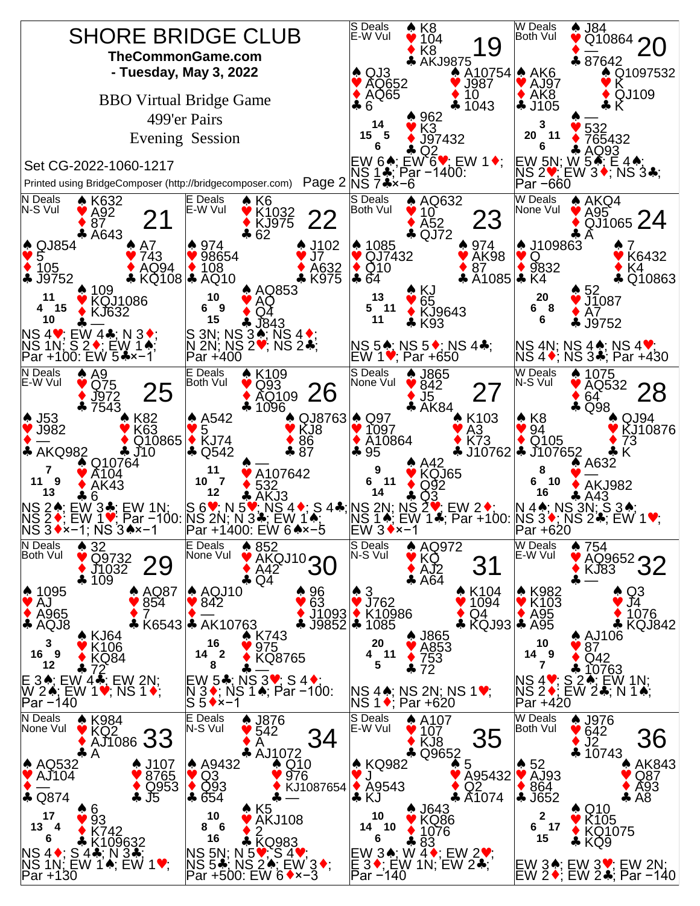# SHORE BRIDGE CLUB

**TheCommonGame.com**

**- Tuesday, May 3, 2022**

BBO Virtual Bridge Game

499'er Pairs

Evening Session

Set CG-2022-1060-1217

Printed using BridgeComposer (http://bridgecomposer.com)

## Board 19

S Deals, E-W Vul

North: ♠ K8 ♥ 104 ♦ K8 ♣ AKJ9875

West: ♠ QJ3 ♥ AQ652 ♦ AQ65 ♣ 6

East: ♠ A10754 ♥ J987 ♦ 10 ♣ 1043

South: ♠ 962 ♥ K3 ♦ J97432 ♣ Q2

HCP: N 14, W 15, E 5, S 6

EW 6♠; EW 6♥; EW 1♦; NS 1♣; Par −1400: NS 7♣×−6

## Board 20

W Deals, Both Vul

North: ♠ J84 ♥ Q10864 ♦ — ♣ 87642

West: ♠ AK6 ♥ AJ97 ♦ AK8 ♣ J105

East: ♠ Q1097532 ♥ K ♦ QJ109 ♣ K

South: ♠ — ♥ 532 ♦ 765432 ♣ AQ93

HCP: N 3, W 20, E 11, S 6

EW 5N; W 5♠; E 4♠; NS 2♥; EW 3♦; NS 3♣; Par −660

## Board 21

N Deals, N-S Vul

North: ♠ K632 ♥ A92 ♦ 87 ♣ A643

West: ♠ QJ854 ♥ 5 ♦ 105 ♣ J9752

East: ♠ A7 ♥ 743 ♦ AQ94 ♣ KQ108

South: ♠ 109 ♥ KQJ1086 ♦ KJ632 ♣ —

HCP: N 11, W 4, E 15, S 10

NS 4♥; EW 4♣; N 3♦; NS 1N; S 2♦; EW 1♠; Par +100: EW 5♣×−1

## Board 22

E Deals, E-W Vul

North: ♠ K6 ♥ K1032 ♦ KJ975 ♣ 62

West: ♠ 974 ♥ 98654 ♦ 108 ♣ AQ10

East: ♠ J102 ♥ J7 ♦ A632 ♣ K975

South: ♠ AQ853 ♥ AQ ♦ Q4 ♣ J843

HCP: N 10, W 6, E 9, S 15

S 3N; NS 3♠; NS 4♦; N 2N; NS 2♥; NS 2♣; Par +400

## Board 23

S Deals, Both Vul

North: ♠ AQ632 ♥ 10 ♦ A52 ♣ QJ72

West: ♠ 1085 ♥ QJ7432 ♦ Q10 ♣ 64

East: ♠ 974 ♥ AK98 ♦ 87 ♣ A1085

South: ♠ KJ ♥ 65 ♦ KJ9643 ♣ K93

HCP: N 13, W 5, E 11, S 11

NS 5♠; NS 5♦; NS 4♣; EW 1♥; Par +650

## Board 24

W Deals, None Vul

North: ♠ AKQ4 ♥ A95 ♦ QJ1065 ♣ A

West: ♠ J109863 ♥ Q ♦ 9832 ♣ K4

East: ♠ 7 ♥ K6432 ♦ K4 ♣ Q10863

South: ♠ 52 ♥ J1087 ♦ A7 ♣ J9752

HCP: N 20, W 6, E 8, S 6

NS 4N; NS 4♠; NS 4♥; NS 4♦; NS 3♣; Par +430

## Board 25

N Deals, E-W Vul

North: ♠ A9 ♥ Q75 ♦ J972 ♣ 7543

West: ♠ J53 ♥ J982 ♦ — ♣ AKQ982

East: ♠ K82 ♥ K63 ♦ Q10865 ♣ J10

South: ♠ Q10764 ♥ A104 ♦ AK43 ♣ 6

HCP: N 7, W 11, E 9, S 13

NS 2♠; EW 3♣; EW 1N; NS 2♦; EW 1♥; Par −100: NS 3♦×−1; NS 3♠×−1

## Board 26

E Deals, Both Vul

North: ♠ K109 ♥ Q93 ♦ AQ109 ♣ 1096

West: ♠ A542 ♥ 5 ♦ KJ74 ♣ Q542

East: ♠ QJ8763 ♥ KJ8 ♦ 86 ♣ 87

South: ♠ — ♥ A107642 ♦ 532 ♣ AKJ3

HCP: N 11, W 10, E 7, S 12

S 6♥; N 5♥; NS 4♦; S 4♣; NS 2N; N 3♣; EW 1♠; Par +1400: EW 6♠×−5

## Board 27

S Deals, None Vul

North: ♠ J865 ♥ 842 ♦ J5 ♣ AK84

West: ♠ Q97 ♥ 1097 ♦ A10864 ♣ 95

East: ♠ K103 ♥ A3 ♦ K73 ♣ J10762

South: ♠ A42 ♥ KQJ65 ♦ Q92 ♣ Q3

HCP: N 9, W 6, E 11, S 14

NS 2N; NS 2♥; EW 2♦; NS 1♠; EW 1♣; Par +100: EW 3♦×−1

## Board 28

W Deals, N-S Vul

North: ♠ 1075 ♥ AQ532 ♦ 64 ♣ Q98

West: ♠ K8 ♥ 94 ♦ Q105 ♣ J107652

East: ♠ QJ94 ♥ KJ10876 ♦ 73 ♣ K

South: ♠ A632 ♥ — ♦ AKJ982 ♣ A43

HCP: N 8, W 6, E 10, S 16

N 4♠; NS 3N; S 3♠; NS 3♦; NS 2♣; EW 1♥; Par +620

## Board 29

N Deals, Both Vul

North: ♠ 32 ♥ Q9732 ♦ J1032 ♣ 109

West: ♠ 1095 ♥ AJ ♦ A965 ♣ AQJ8

East: ♠ AQ87 ♥ 854 ♦ 7 ♣ K6543

South: ♠ KJ64 ♥ K106 ♦ KQ84 ♣ 72

HCP: N 3, W 16, E 9, S 12

E 3♠; EW 4♣; EW 2N; W 2♠; EW 1♥; NS 1♦; Par −140

## Board 30

E Deals, None Vul

North: ♠ 852 ♥ AKQJ10 ♦ A42 ♣ Q4

West: ♠ AQJ10 ♥ 842 ♦ — ♣ AK10763

East: ♠ 96 ♥ 63 ♦ J1093 ♣ J9852

South: ♠ K743 ♥ 975 ♦ KQ8765 ♣ —

HCP: N 16, W 14, E 2, S 8

EW 5♣; NS 3♥; S 4♦; N 3♦; NS 1♠; Par −100: S 5♦×−1

## Board 31

S Deals, N-S Vul

North: ♠ AQ972 ♥ KQ ♦ AJ2 ♣ A64

West: ♠ 3 ♥ J762 ♦ K10986 ♣ 1085

East: ♠ K104 ♥ 1094 ♦ Q4 ♣ KQJ93

South: ♠ J865 ♥ A853 ♦ 753 ♣ 72

HCP: N 20, W 4, E 11, S 5

NS 4♠; NS 2N; NS 1♥; NS 1♦; Par +620

## Board 32

W Deals, E-W Vul

North: ♠ 754 ♥ AQ9652 ♦ KJ83 ♣ —

West: ♠ K982 ♥ K103 ♦ A95 ♣ A95

East: ♠ Q3 ♥ J4 ♦ 1076 ♣ KQJ842

South: ♠ AJ106 ♥ 87 ♦ Q42 ♣ 10763

HCP: N 10, W 14, E 9, S 7

NS 4♥; S 2♠; EW 1N; NS 2♦; EW 2♣; N 1♠; Par +420

## Board 33

N Deals, None Vul

North: ♠ K984 ♥ KQ2 ♦ AJ1086 ♣ A

West: ♠ AQ532 ♥ AJ104 ♦ — ♣ Q874

East: ♠ J107 ♥ 8765 ♦ Q953 ♣ J5

South: ♠ 6 ♥ 93 ♦ K742 ♣ K109632

HCP: N 17, W 13, E 4, S 6

NS 4♦; S 4♣; N 3♣; NS 1N; EW 1♠; EW 1♥; Par +130

## Board 34

E Deals, N-S Vul

North: ♠ J876 ♥ 542 ♦ A ♣ AJ1072

West: ♠ A9432 ♥ Q3 ♦ Q93 ♣ 654

East: ♠ Q10 ♥ 976 ♦ KJ1087654 ♣ —

South: ♠ K5 ♥ AKJ108 ♦ 2 ♣ KQ983

HCP: N 10, W 8, E 6, S 16

NS 5N; N 5♥; S 4♥; NS 5♣; NS 2♠; EW 3♦; Par +500: EW 6♦×−3

## Board 35

S Deals, E-W Vul

North: ♠ A107 ♥ 107 ♦ KJ8 ♣ Q9652

West: ♠ KQ982 ♥ J ♦ A9543 ♣ KJ

East: ♠ 5 ♥ A95432 ♦ Q2 ♣ A1074

South: ♠ J643 ♥ KQ86 ♦ 1076 ♣ 83

HCP: N 10, W 14, E 10, S 6

EW 3♠; W 4♦; EW 2♥; E 3♦; EW 1N; EW 2♣; Par −140

## Board 36

W Deals, Both Vul

North: ♠ J976 ♥ 642 ♦ J2 ♣ 10743

West: ♠ 52 ♥ AJ93 ♦ 864 ♣ J652

East: ♠ AK843 ♥ Q87 ♦ A93 ♣ A8

South: ♠ Q10 ♥ K105 ♦ KQ1075 ♣ KQ9

HCP: N 2, W 6, E 17, S 15

EW 3♠; EW 3♥; EW 2N; EW 2♦; EW 2♣; Par −140